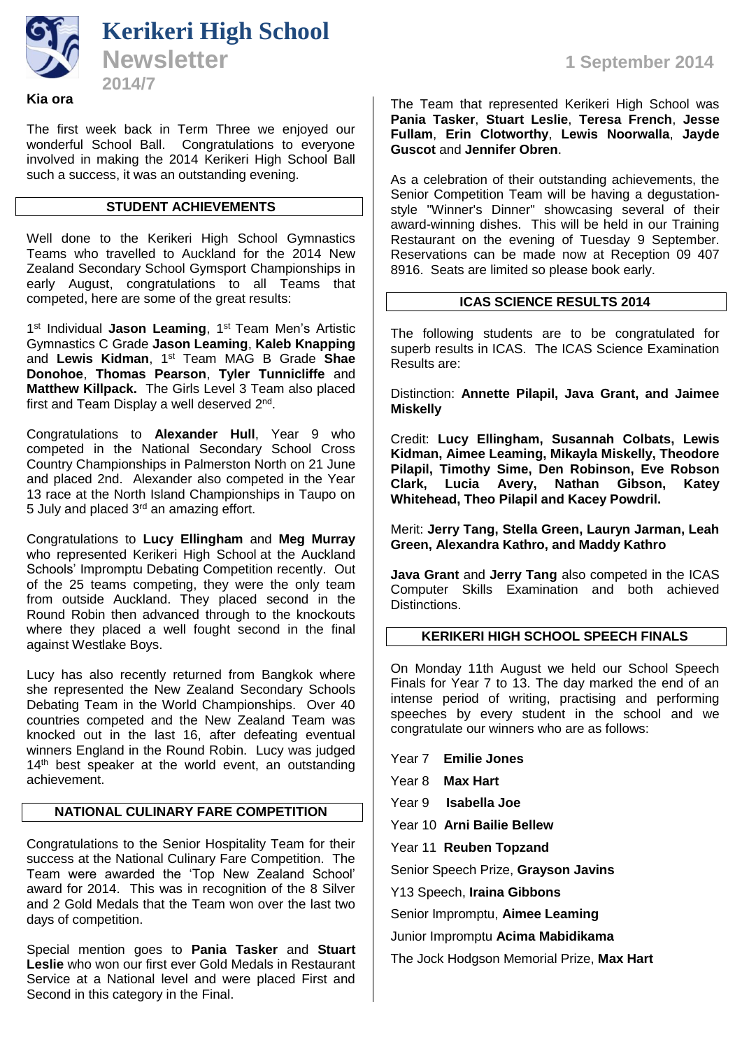# Kerikeri High School

## Newsletter

**2014/7**

1 September 2014

**Kia ora**

The first week back in Term Three we enjoyed our wonderful School Ball. Congratulations to everyone involved in making the 2014 Kerikeri High School Ball such a success, it was an outstanding evening.

## STUDENT ACHIEVEMENTS

Well done to the Kerikeri High School Gymnastics Teams who travelled to Auckland for the 2014 New Zealand Secondary School Gymsport Championships in early August, congratulations to all Teams that competed, here are some of the great results:

1st Individual **Jason Leaming**, 1st Team Men's Artistic Gymnastics C Grade **Jason Leaming**, **Kaleb Knapping** and **Lewis Kidman**, 1st Team MAG B Grade **Shae Donohoe**, **Thomas Pearson**, **Tyler Tunnicliffe** and **Matthew Killpack.** The Girls Level 3 Team also placed first and Team Display a well deserved 2nd.

Congratulations to **Alexander Hull**, Year 9 who competed in the National Secondary School Cross Country Championships in Palmerston North on 21 June and placed 2nd. Alexander also competed in the Year 13 race at the North Island Championships in Taupo on 5 July and placed 3rd an amazing effort.

Congratulations to **Lucy Ellingham** and **Meg Murray** who represented Kerikeri High School at the Auckland Schools' Impromptu Debating Competition recently. Out of the 25 teams competing, they were the only team from outside Auckland. They placed second in the Round Robin then advanced through to the knockouts where they placed a well fought second in the final against Westlake Boys.

Lucy has also recently returned from Bangkok where she represented the New Zealand Secondary Schools Debating Team in the World Championships. Over 40 countries competed and the New Zealand Team was knocked out in the last 16, after defeating eventual winners England in the Round Robin. Lucy was judged 14th best speaker at the world event, an outstanding achievement.

## NATIONAL CULINARY FARE COMPETITION

Congratulations to the Senior Hospitality Team for their success at the National Culinary Fare Competition. The Team were awarded the 'Top New Zealand School' award for 2014. This was in recognition of the 8 Silver and 2 Gold Medals that the Team won over the last two days of competition.

Special mention goes to **Pania Tasker** and **Stuart Leslie** who won our first ever Gold Medals in Restaurant Service at a National level and were placed First and Second in this category in the Final.

The Team that represented Kerikeri High School was **Pania Tasker**, **Stuart Leslie**, **Teresa French**, **Jesse Fullam**, **Erin Clotworthy**, **Lewis Noorwalla**, **Jayde Guscot** and **Jennifer Obren**.

As a celebration of their outstanding achievements, the Senior Competition Team will be having a degustation-style "Winner's Dinner" showcasing several of their award-winning dishes. This will be held in our Training Restaurant on the evening of Tuesday 9 September. Reservations can be made now at Reception 09 407 8916. Seats are limited so please book early.

## ICAS SCIENCE RESULTS 2014

The following students are to be congratulated for superb results in ICAS. The ICAS Science Examination Results are:

Distinction: **Annette Pilapil, Java Grant, and Jaimee Miskelly**

Credit: **Lucy Ellingham, Susannah Colbats, Lewis Kidman, Aimee Leaming, Mikayla Miskelly, Theodore Pilapil, Timothy Sime, Den Robinson, Eve Robson Clark, Lucia Avery, Nathan Gibson, Katey Whitehead, Theo Pilapil and Kacey Powdril.**

Merit: **Jerry Tang, Stella Green, Lauryn Jarman, Leah Green, Alexandra Kathro, and Maddy Kathro**

**Java Grant** and **Jerry Tang** also competed in the ICAS Computer Skills Examination and both achieved Distinctions.

## KERIKERI HIGH SCHOOL SPEECH FINALS

On Monday 11th August we held our School Speech Finals for Year 7 to 13. The day marked the end of an intense period of writing, practising and performing speeches by every student in the school and we congratulate our winners who are as follows:

Year 7 **Emilie Jones**

Year 8 **Max Hart**

Year 9 **Isabella Joe**

Year 10 **Arni Bailie Bellew**

Year 11 **Reuben Topzand**

Senior Speech Prize, **Grayson Javins**

Y13 Speech, **Iraina Gibbons**

Senior Impromptu, **Aimee Leaming**

Junior Impromptu **Acima Mabidikama**

The Jock Hodgson Memorial Prize, **Max Hart**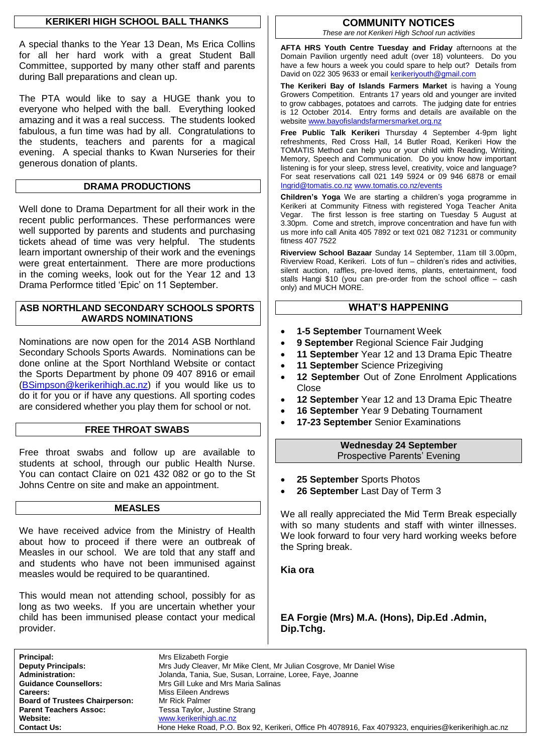## KERIKERI HIGH SCHOOL BALL THANKS

A special thanks to the Year 13 Dean, Ms Erica Collins for all her hard work with a great Student Ball Committee, supported by many other staff and parents during Ball preparations and clean up.

The PTA would like to say a HUGE thank you to everyone who helped with the ball. Everything looked amazing and it was a real success. The students looked fabulous, a fun time was had by all. Congratulations to the students, teachers and parents for a magical evening. A special thanks to Kwan Nurseries for their generous donation of plants.

## DRAMA PRODUCTIONS

Well done to Drama Department for all their work in the recent public performances. These performances were well supported by parents and students and purchasing tickets ahead of time was very helpful. The students learn important ownership of their work and the evenings were great entertainment. There are more productions in the coming weeks, look out for the Year 12 and 13 Drama Performce titled 'Epic' on 11 September.

## ASB NORTHLAND SECONDARY SCHOOLS SPORTS AWARDS NOMINATIONS

Nominations are now open for the 2014 ASB Northland Secondary Schools Sports Awards. Nominations can be done online at the Sport Northland Website or contact the Sports Department by phone 09 407 8916 or email (BSimpson@kerikerihigh.ac.nz) if you would like us to do it for you or if have any questions. All sporting codes are considered whether you play them for school or not.

## FREE THROAT SWABS

Free throat swabs and follow up are available to students at school, through our public Health Nurse. You can contact Claire on 021 432 082 or go to the St Johns Centre on site and make an appointment.

## MEASLES

We have received advice from the Ministry of Health about how to proceed if there were an outbreak of Measles in our school. We are told that any staff and and students who have not been immunised against measles would be required to be quarantined.

This would mean not attending school, possibly for as long as two weeks. If you are uncertain whether your child has been immunised please contact your medical provider.

## COMMUNITY NOTICES

*These are not Kerikeri High School run activities*

**AFTA HRS Youth Centre Tuesday and Friday** afternoons at the Domain Pavilion urgently need adult (over 18) volunteers. Do you have a few hours a week you could spare to help out? Details from David on 022 305 9633 or email kerikeriyouth@gmail.com

**The Kerikeri Bay of Islands Farmers Market** is having a Young Growers Competition. Entrants 17 years old and younger are invited to grow cabbages, potatoes and carrots. The judging date for entries is 12 October 2014. Entry forms and details are available on the website www.bayofislandsfarmersmarket.org.nz

**Free Public Talk Kerikeri** Thursday 4 September 4-9pm light refreshments, Red Cross Hall, 14 Butler Road, Kerikeri How the TOMATIS Method can help you or your child with Reading, Writing, Memory, Speech and Communication. Do you know how important listening is for your sleep, stress level, creativity, voice and language? For seat reservations call 021 149 5924 or 09 946 6878 or email Ingrid@tomatis.co.nz www.tomatis.co.nz/events

**Children's Yoga** We are starting a children's yoga programme in Kerikeri at Community Fitness with registered Yoga Teacher Anita Vegar. The first lesson is free starting on Tuesday 5 August at 3.30pm. Come and stretch, improve concentration and have fun with us more info call Anita 405 7892 or text 021 082 71231 or community fitness 407 7522

**Riverview School Bazaar** Sunday 14 September, 11am till 3.00pm, Riverview Road, Kerikeri. Lots of fun – children's rides and activities, silent auction, raffles, pre-loved items, plants, entertainment, food stalls Hangi $10 (you can pre-order from the school office – cash only) and MUCH MORE.

## WHAT'S HAPPENING

- **1-5 September** Tournament Week
- **9 September** Regional Science Fair Judging
- **11 September** Year 12 and 13 Drama Epic Theatre
- **11 September** Science Prizegiving
- **12 September** Out of Zone Enrolment Applications Close
- **12 September** Year 12 and 13 Drama Epic Theatre
- **16 September** Year 9 Debating Tournament
- **17-23 September** Senior Examinations

**Wednesday 24 September**
Prospective Parents' Evening

- **25 September** Sports Photos
- **26 September** Last Day of Term 3

We all really appreciated the Mid Term Break especially with so many students and staff with winter illnesses. We look forward to four very hard working weeks before the Spring break.

**Kia ora**

**EA Forgie (Mrs) M.A. (Hons), Dip.Ed .Admin, Dip.Tchg.**

| | |
|---|---|
| **Principal:** | Mrs Elizabeth Forgie |
| **Deputy Principals:** | Mrs Judy Cleaver, Mr Mike Clent, Mr Julian Cosgrove, Mr Daniel Wise |
| **Administration:** | Jolanda, Tania, Sue, Susan, Lorraine, Loree, Faye, Joanne |
| **Guidance Counsellors:** | Mrs Gill Luke and Mrs Maria Salinas |
| **Careers:** | Miss Eileen Andrews |
| **Board of Trustees Chairperson:** | Mr Rick Palmer |
| **Parent Teachers Assoc:** | Tessa Taylor, Justine Strang |
| **Website:** | www.kerikerihigh.ac.nz |
| **Contact Us:** | Hone Heke Road, P.O. Box 92, Kerikeri, Office Ph 4078916, Fax 4079323, enquiries@kerikerihigh.ac.nz |